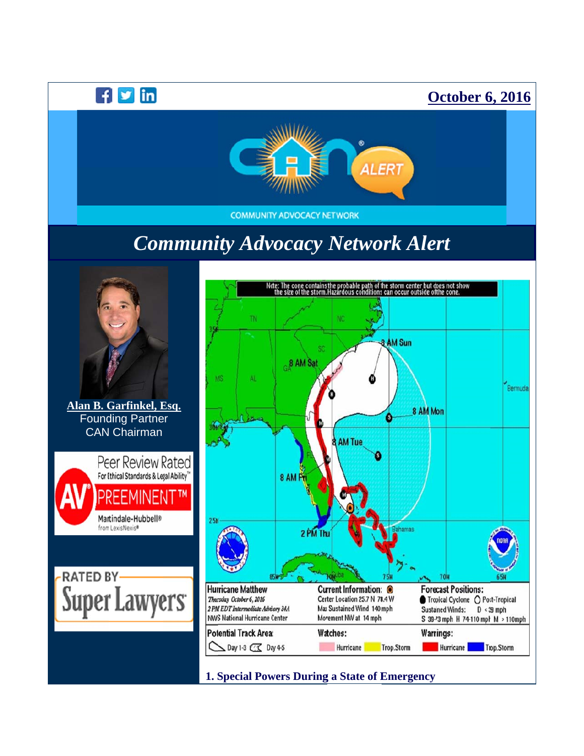**October 6, 2016**

COMMUNITY ADVOCACY NETWORK

# *Community Advocacy Network Alert*

**Alan B. Garfinkel, Esq.**
Founding Partner
CAN Chairman

### 1. Special Powers During a State of Emergency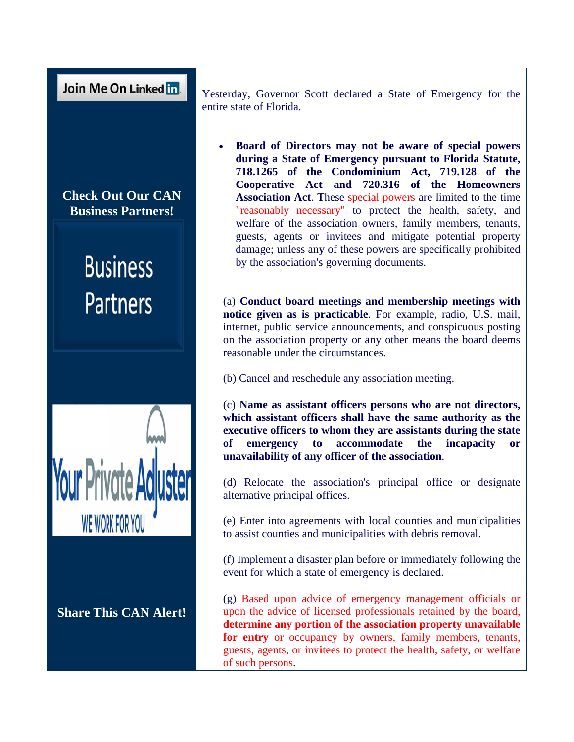Join Me On LinkedIn

**Check Out Our CAN Business Partners!**

Business Partners

Your Private Adjuster WE WORK FOR YOU

**Share This CAN Alert!**

Yesterday, Governor Scott declared a State of Emergency for the entire state of Florida.

- **Board of Directors may not be aware of special powers during a State of Emergency pursuant to Florida Statute, 718.1265 of the Condominium Act, 719.128 of the Cooperative Act and 720.316 of the Homeowners Association Act**. These special powers are limited to the time "reasonably necessary" to protect the health, safety, and welfare of the association owners, family members, tenants, guests, agents or invitees and mitigate potential property damage; unless any of these powers are specifically prohibited by the association's governing documents.

(a) **Conduct board meetings and membership meetings with notice given as is practicable**. For example, radio, U.S. mail, internet, public service announcements, and conspicuous posting on the association property or any other means the board deems reasonable under the circumstances.

(b) Cancel and reschedule any association meeting.

(c) **Name as assistant officers persons who are not directors, which assistant officers shall have the same authority as the executive officers to whom they are assistants during the state of emergency to accommodate the incapacity or unavailability of any officer of the association**.

(d) Relocate the association's principal office or designate alternative principal offices.

(e) Enter into agreements with local counties and municipalities to assist counties and municipalities with debris removal.

(f) Implement a disaster plan before or immediately following the event for which a state of emergency is declared.

(g) Based upon advice of emergency management officials or upon the advice of licensed professionals retained by the board, **determine any portion of the association property unavailable for entry** or occupancy by owners, family members, tenants, guests, agents, or invitees to protect the health, safety, or welfare of such persons.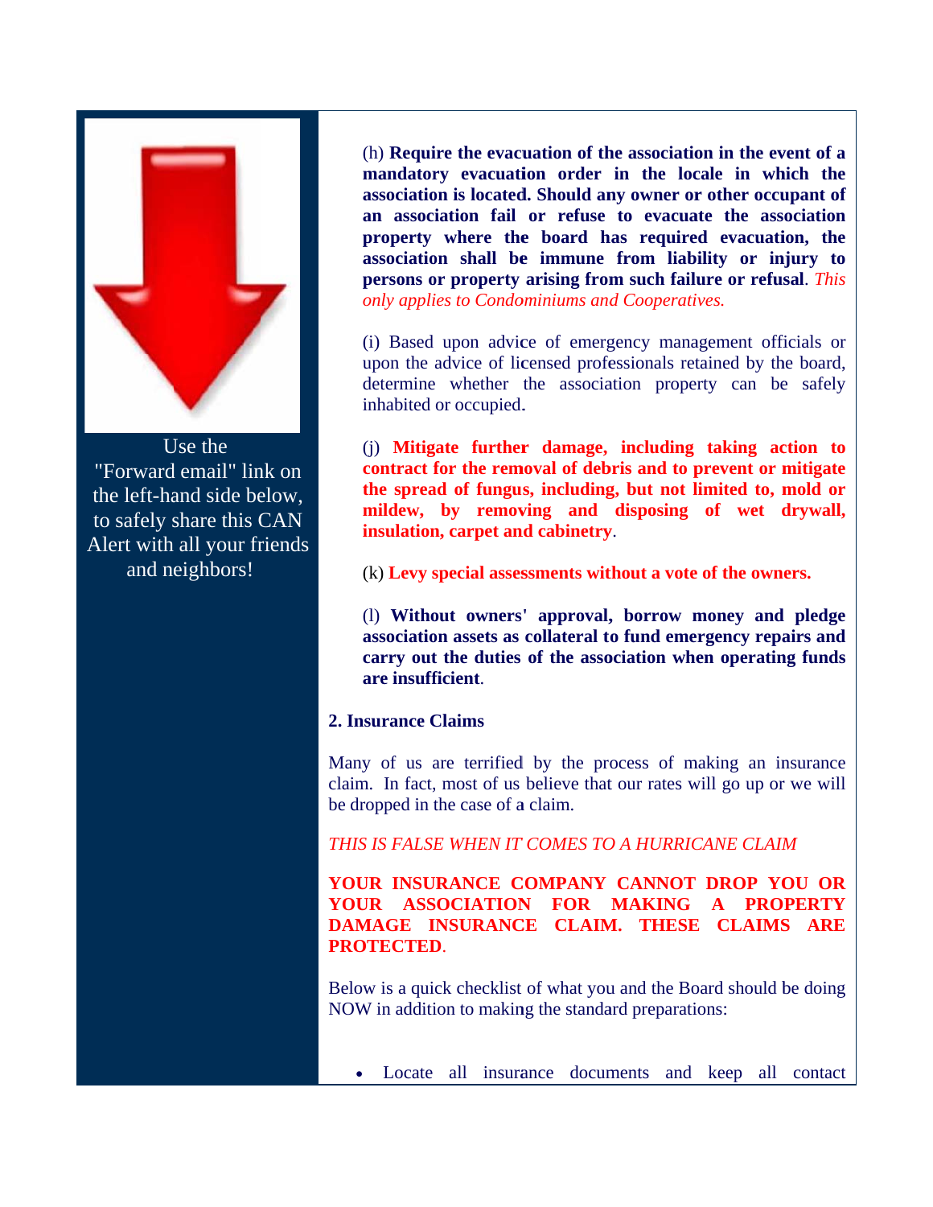Use the "Forward email" link on the left-hand side below, to safely share this CAN Alert with all your friends and neighbors!

(h) **Require the evacuation of the association in the event of a mandatory evacuation order in the locale in which the association is located. Should any owner or other occupant of an association fail or refuse to evacuate the association property where the board has required evacuation, the association shall be immune from liability or injury to persons or property arising from such failure or refusal**. *This only applies to Condominiums and Cooperatives.*

(i) Based upon advice of emergency management officials or upon the advice of licensed professionals retained by the board, determine whether the association property can be safely inhabited or occupied.

(j) **Mitigate further damage, including taking action to contract for the removal of debris and to prevent or mitigate the spread of fungus, including, but not limited to, mold or mildew, by removing and disposing of wet drywall, insulation, carpet and cabinetry**.

(k) **Levy special assessments without a vote of the owners.**

(l) **Without owners' approval, borrow money and pledge association assets as collateral to fund emergency repairs and carry out the duties of the association when operating funds are insufficient**.

**2. Insurance Claims**

Many of us are terrified by the process of making an insurance claim. In fact, most of us believe that our rates will go up or we will be dropped in the case of a claim.

*THIS IS FALSE WHEN IT COMES TO A HURRICANE CLAIM*

**YOUR INSURANCE COMPANY CANNOT DROP YOU OR YOUR ASSOCIATION FOR MAKING A PROPERTY DAMAGE INSURANCE CLAIM. THESE CLAIMS ARE PROTECTED**.

Below is a quick checklist of what you and the Board should be doing NOW in addition to making the standard preparations:

- Locate all insurance documents and keep all contact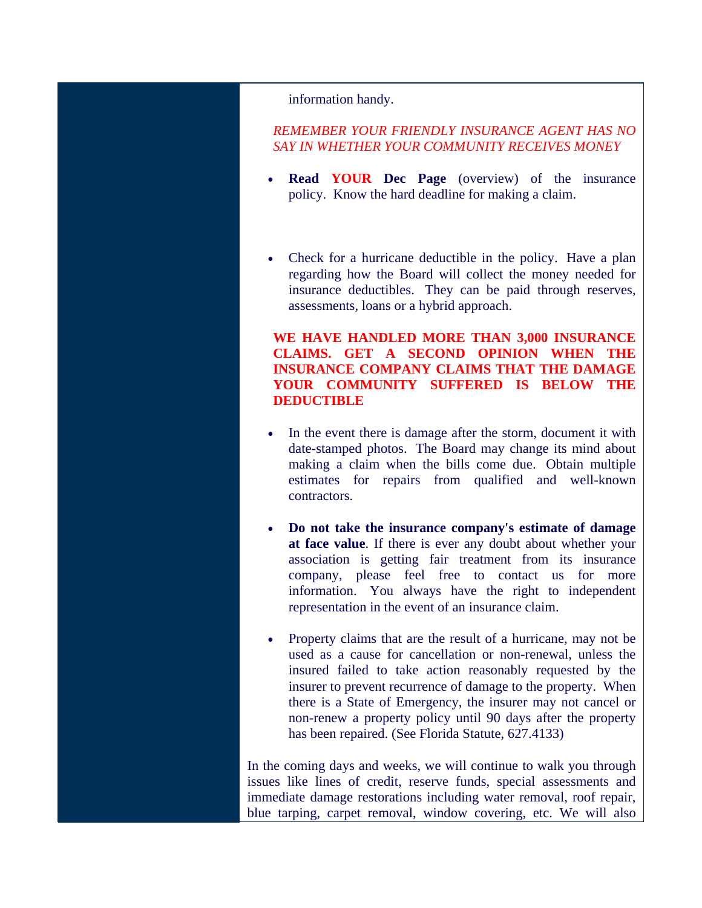information handy.

*REMEMBER YOUR FRIENDLY INSURANCE AGENT HAS NO SAY IN WHETHER YOUR COMMUNITY RECEIVES MONEY*

- **Read YOUR Dec Page** (overview) of the insurance policy. Know the hard deadline for making a claim.

- Check for a hurricane deductible in the policy. Have a plan regarding how the Board will collect the money needed for insurance deductibles. They can be paid through reserves, assessments, loans or a hybrid approach.

**WE HAVE HANDLED MORE THAN 3,000 INSURANCE CLAIMS. GET A SECOND OPINION WHEN THE INSURANCE COMPANY CLAIMS THAT THE DAMAGE YOUR COMMUNITY SUFFERED IS BELOW THE DEDUCTIBLE**

- In the event there is damage after the storm, document it with date-stamped photos. The Board may change its mind about making a claim when the bills come due. Obtain multiple estimates for repairs from qualified and well-known contractors.

- **Do not take the insurance company's estimate of damage at face value**. If there is ever any doubt about whether your association is getting fair treatment from its insurance company, please feel free to contact us for more information. You always have the right to independent representation in the event of an insurance claim.

- Property claims that are the result of a hurricane, may not be used as a cause for cancellation or non-renewal, unless the insured failed to take action reasonably requested by the insurer to prevent recurrence of damage to the property. When there is a State of Emergency, the insurer may not cancel or non-renew a property policy until 90 days after the property has been repaired. (See Florida Statute, 627.4133)

In the coming days and weeks, we will continue to walk you through issues like lines of credit, reserve funds, special assessments and immediate damage restorations including water removal, roof repair, blue tarping, carpet removal, window covering, etc. We will also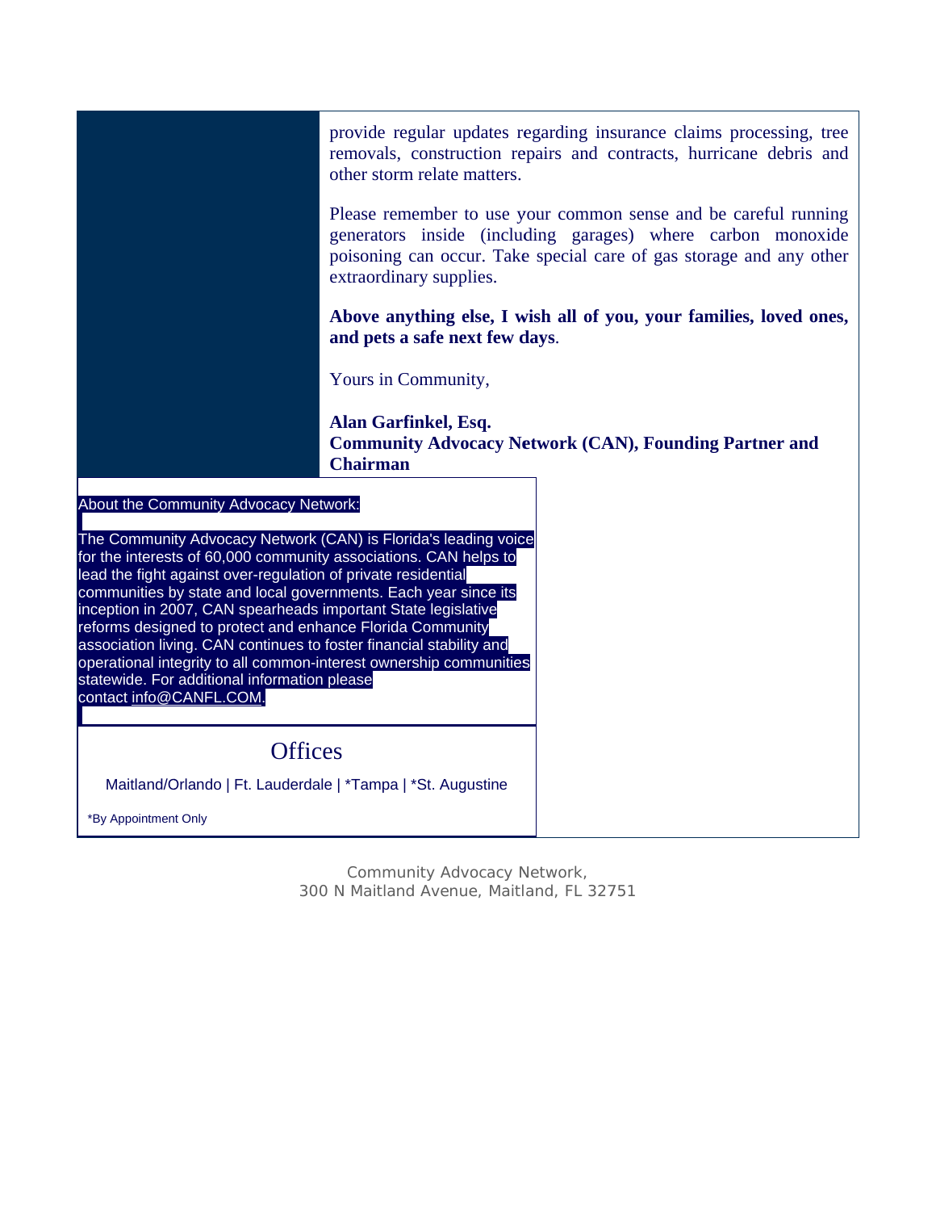provide regular updates regarding insurance claims processing, tree removals, construction repairs and contracts, hurricane debris and other storm relate matters.

Please remember to use your common sense and be careful running generators inside (including garages) where carbon monoxide poisoning can occur. Take special care of gas storage and any other extraordinary supplies.

**Above anything else, I wish all of you, your families, loved ones, and pets a safe next few days**.

Yours in Community,

**Alan Garfinkel, Esq.**
**Community Advocacy Network (CAN), Founding Partner and Chairman**

About the Community Advocacy Network:

The Community Advocacy Network (CAN) is Florida's leading voice for the interests of 60,000 community associations. CAN helps to lead the fight against over-regulation of private residential communities by state and local governments. Each year since its inception in 2007, CAN spearheads important State legislative reforms designed to protect and enhance Florida Community association living. CAN continues to foster financial stability and operational integrity to all common-interest ownership communities statewide. For additional information please contact info@CANFL.COM.

## Offices

Maitland/Orlando | Ft. Lauderdale | *Tampa | *St. Augustine

*By Appointment Only

Community Advocacy Network,
300 N Maitland Avenue, Maitland, FL 32751